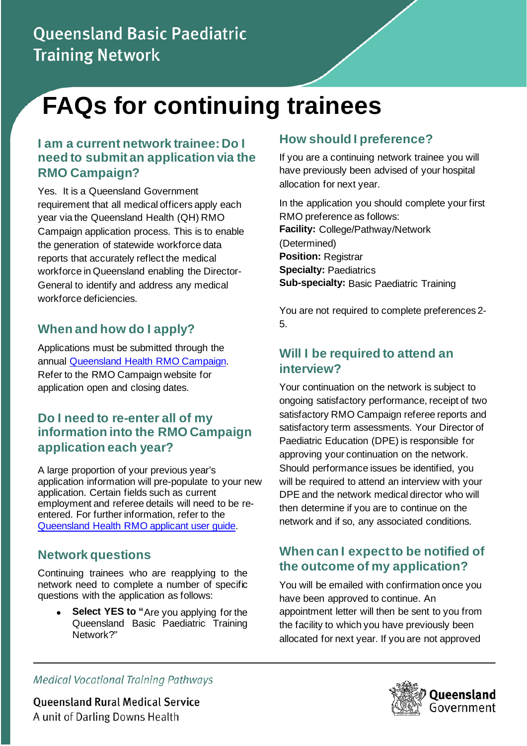Queensland Basic Paediatric Training Network

# FAQs for continuing trainees

## I am a current network trainee: Do I need to submit an application via the RMO Campaign?

Yes. It is a Queensland Government requirement that all medical officers apply each year via the Queensland Health (QH) RMO Campaign application process. This is to enable the generation of statewide workforce data reports that accurately reflect the medical workforce in Queensland enabling the Director-General to identify and address any medical workforce deficiencies.

## When and how do I apply?

Applications must be submitted through the annual [Queensland Health RMO Campaign](). Refer to the RMO Campaign website for application open and closing dates.

## Do I need to re-enter all of my information into the RMO Campaign application each year?

A large proportion of your previous year's application information will pre-populate to your new application. Certain fields such as current employment and referee details will need to be re-entered. For further information, refer to the [Queensland Health RMO applicant user guide]().

## Network questions

Continuing trainees who are reapplying to the network need to complete a number of specific questions with the application as follows:

- **Select YES to "**Are you applying for the Queensland Basic Paediatric Training Network?"

## How should I preference?

If you are a continuing network trainee you will have previously been advised of your hospital allocation for next year.

In the application you should complete your first RMO preference as follows:
**Facility:** College/Pathway/Network (Determined)
**Position:** Registrar
**Specialty:** Paediatrics
**Sub-specialty:** Basic Paediatric Training

You are not required to complete preferences 2-5.

## Will I be required to attend an interview?

Your continuation on the network is subject to ongoing satisfactory performance, receipt of two satisfactory RMO Campaign referee reports and satisfactory term assessments. Your Director of Paediatric Education (DPE) is responsible for approving your continuation on the network. Should performance issues be identified, you will be required to attend an interview with your DPE and the network medical director who will then determine if you are to continue on the network and if so, any associated conditions.

## When can I expect to be notified of the outcome of my application?

You will be emailed with confirmation once you have been approved to continue. An appointment letter will then be sent to you from the facility to which you have previously been allocated for next year. If you are not approved

*Medical Vocational Training Pathways*

Queensland Rural Medical Service
A unit of Darling Downs Health

Queensland Government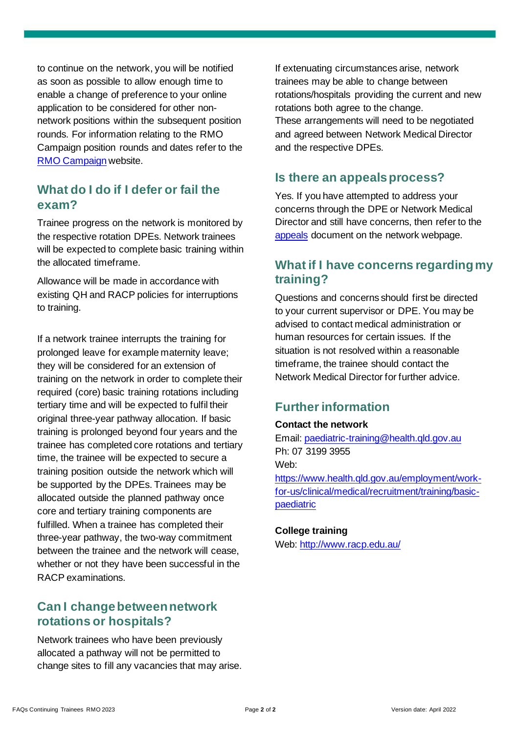to continue on the network, you will be notified as soon as possible to allow enough time to enable a change of preference to your online application to be considered for other non-network positions within the subsequent position rounds. For information relating to the RMO Campaign position rounds and dates refer to the [RMO Campaign](#) website.

## What do I do if I defer or fail the exam?

Trainee progress on the network is monitored by the respective rotation DPEs. Network trainees will be expected to complete basic training within the allocated timeframe.

Allowance will be made in accordance with existing QH and RACP policies for interruptions to training.

If a network trainee interrupts the training for prolonged leave for example maternity leave; they will be considered for an extension of training on the network in order to complete their required (core) basic training rotations including tertiary time and will be expected to fulfil their original three-year pathway allocation. If basic training is prolonged beyond four years and the trainee has completed core rotations and tertiary time, the trainee will be expected to secure a training position outside the network which will be supported by the DPEs. Trainees may be allocated outside the planned pathway once core and tertiary training components are fulfilled. When a trainee has completed their three-year pathway, the two-way commitment between the trainee and the network will cease, whether or not they have been successful in the RACP examinations.

## Can I change between network rotations or hospitals?

Network trainees who have been previously allocated a pathway will not be permitted to change sites to fill any vacancies that may arise.

If extenuating circumstances arise, network trainees may be able to change between rotations/hospitals providing the current and new rotations both agree to the change.
These arrangements will need to be negotiated and agreed between Network Medical Director and the respective DPEs.

## Is there an appeals process?

Yes. If you have attempted to address your concerns through the DPE or Network Medical Director and still have concerns, then refer to the [appeals](#) document on the network webpage.

## What if I have concerns regarding my training?

Questions and concerns should first be directed to your current supervisor or DPE. You may be advised to contact medical administration or human resources for certain issues. If the situation is not resolved within a reasonable timeframe, the trainee should contact the Network Medical Director for further advice.

## Further information

**Contact the network**
Email: [paediatric-training@health.qld.gov.au](mailto:paediatric-training@health.qld.gov.au)
Ph: 07 3199 3955
Web:
[https://www.health.qld.gov.au/employment/work-for-us/clinical/medical/recruitment/training/basic-paediatric](https://www.health.qld.gov.au/employment/work-for-us/clinical/medical/recruitment/training/basic-paediatric)

**College training**
Web: [http://www.racp.edu.au/](http://www.racp.edu.au/)